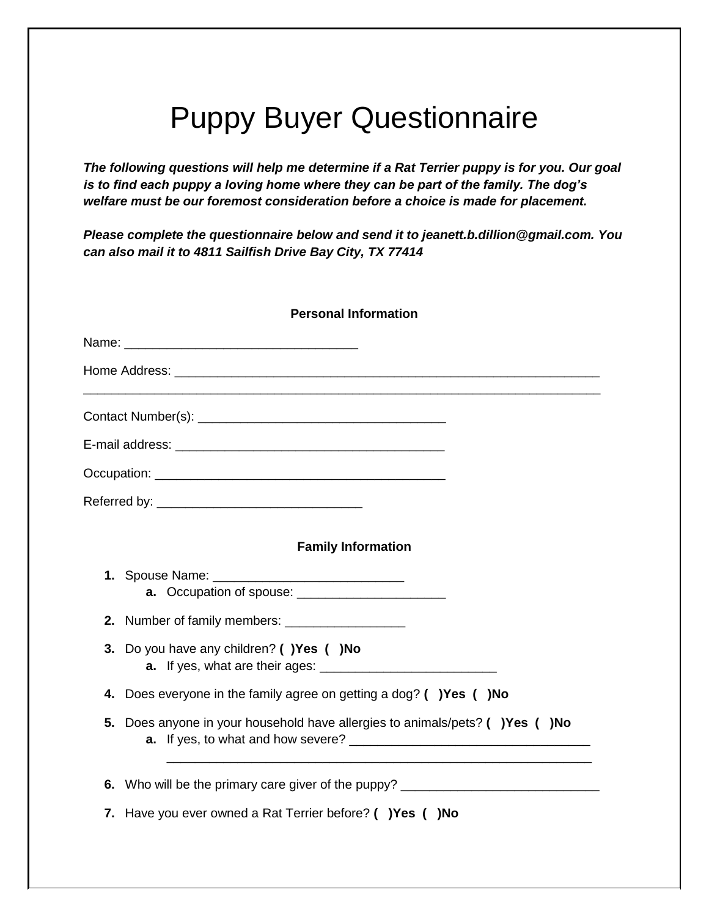# Puppy Buyer Questionnaire

***The following questions will help me determine if a Rat Terrier puppy is for you. Our goal is to find each puppy a loving home where they can be part of the family. The dog's welfare must be our foremost consideration before a choice is made for placement.***

***Please complete the questionnaire below and send it to jeanett.b.dillion@gmail.com. You can also mail it to 4811 Sailfish Drive Bay City, TX 77414***

**Personal Information**

Name: ________________________________

Home Address: ___________________________________________________________
_______________________________________________________________________

Contact Number(s): __________________________________

E-mail address: _____________________________________

Occupation: ________________________________________

Referred by: ____________________________

**Family Information**

1. Spouse Name: __________________________
   a. Occupation of spouse: ____________________
2. Number of family members: ________________
3. Do you have any children? **( )Yes ( )No**
   a. If yes, what are their ages: ________________________
4. Does everyone in the family agree on getting a dog? **( )Yes ( )No**
5. Does anyone in your household have allergies to animals/pets? **( )Yes ( )No**
   a. If yes, to what and how severe? _________________________________
   ____________________________________________________________
6. Who will be the primary care giver of the puppy? ___________________________
7. Have you ever owned a Rat Terrier before? **( )Yes ( )No**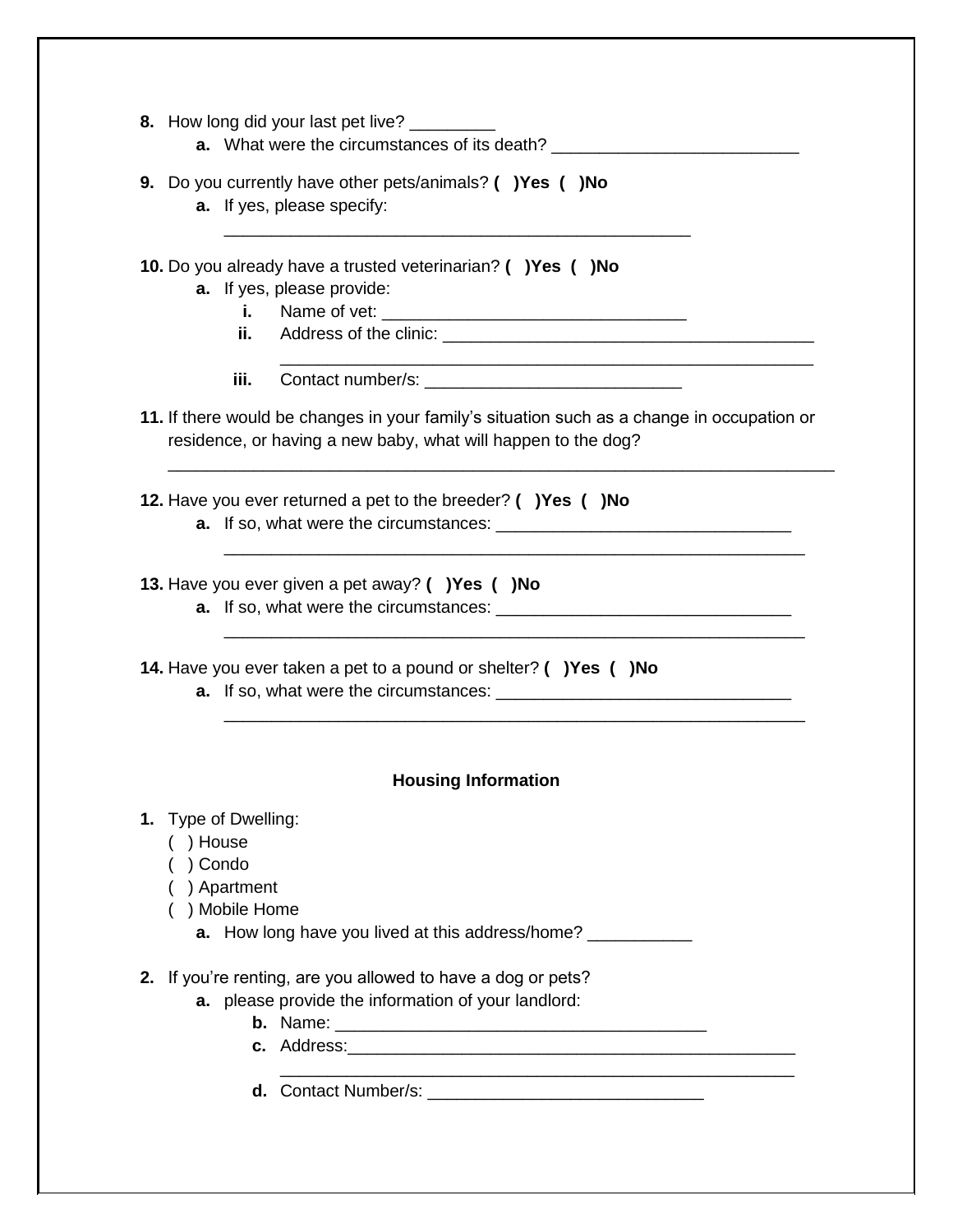8. How long did your last pet live? _________
    a. What were the circumstances of its death? __________________________

9. Do you currently have other pets/animals? **( )Yes ( )No**
    a. If yes, please specify:
    _________________________________________________

10. Do you already have a trusted veterinarian? **( )Yes ( )No**
    a. If yes, please provide:
        i. Name of vet: ________________________________
        ii. Address of the clinic: ________________________________________
        __________________________________________________________
        iii. Contact number/s: ___________________________

11. If there would be changes in your family's situation such as a change in occupation or residence, or having a new baby, what will happen to the dog?
    ______________________________________________________________________

12. Have you ever returned a pet to the breeder? **( )Yes ( )No**
    a. If so, what were the circumstances: _______________________________
    _______________________________________________________________

13. Have you ever given a pet away? **( )Yes ( )No**
    a. If so, what were the circumstances: _______________________________
    _______________________________________________________________

14. Have you ever taken a pet to a pound or shelter? **( )Yes ( )No**
    a. If so, what were the circumstances: _______________________________
    _______________________________________________________________

**Housing Information**

1. Type of Dwelling:
    ( ) House
    ( ) Condo
    ( ) Apartment
    ( ) Mobile Home
    a. How long have you lived at this address/home? ___________

2. If you're renting, are you allowed to have a dog or pets?
    a. please provide the information of your landlord:
        b. Name: _______________________________________
        c. Address:_________________________________________________
        ______________________________________________________
        d. Contact Number/s: _____________________________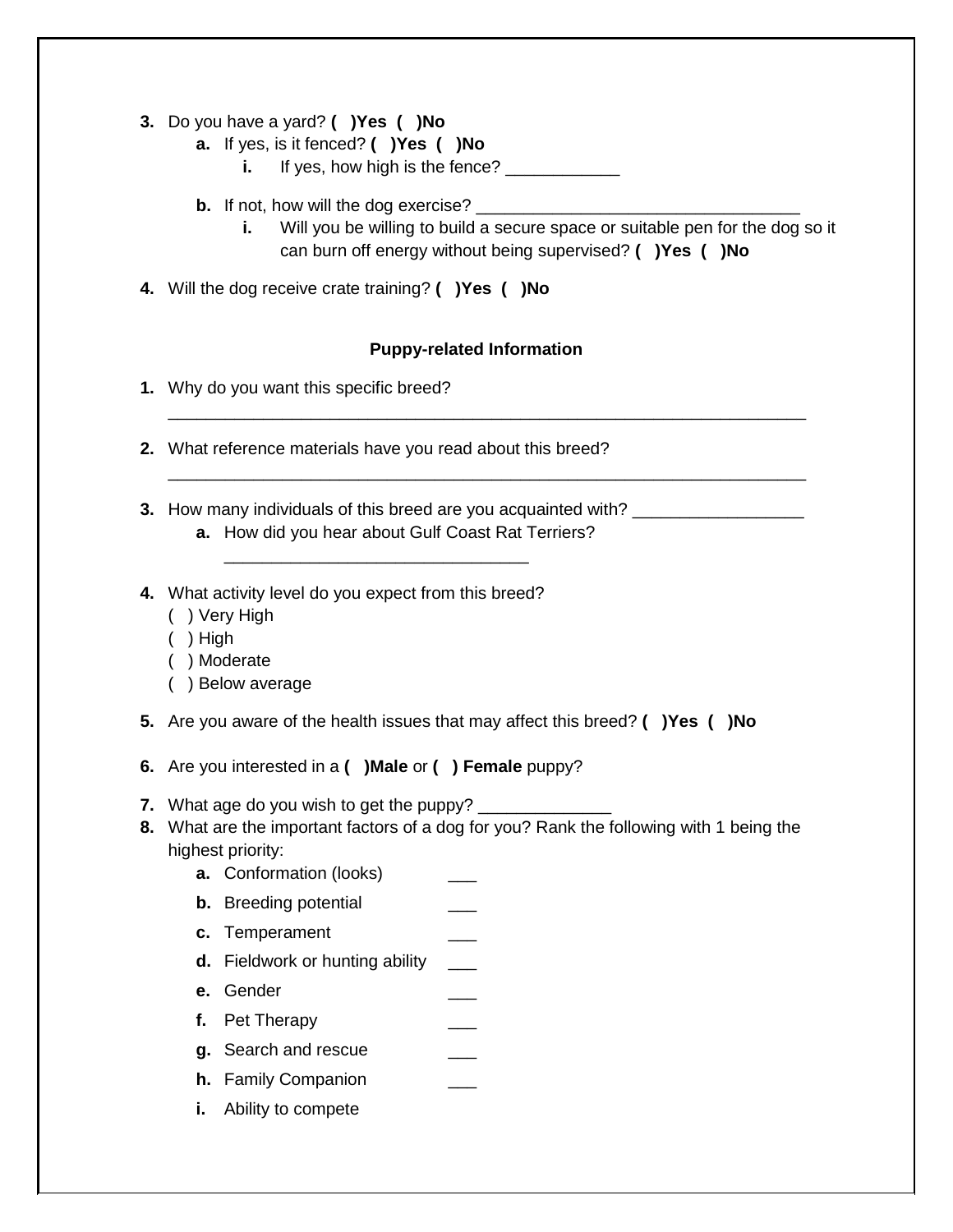3. Do you have a yard? **( )Yes ( )No**
    a. If yes, is it fenced? **( )Yes ( )No**
        i. If yes, how high is the fence? ____________
    b. If not, how will the dog exercise? _________________________________
        i. Will you be willing to build a secure space or suitable pen for the dog so it can burn off energy without being supervised? **( )Yes ( )No**
4. Will the dog receive crate training? **( )Yes ( )No**

**Puppy-related Information**

1. Why do you want this specific breed? ____________________________________________________________________
2. What reference materials have you read about this breed? ____________________________________________________________________
3. How many individuals of this breed are you acquainted with? __________________
    a. How did you hear about Gulf Coast Rat Terriers? _______________________________
4. What activity level do you expect from this breed?
    ( ) Very High
    ( ) High
    ( ) Moderate
    ( ) Below average
5. Are you aware of the health issues that may affect this breed? **( )Yes ( )No**
6. Are you interested in a **( )Male** or **( ) Female** puppy?
7. What age do you wish to get the puppy? ______________
8. What are the important factors of a dog for you? Rank the following with 1 being the highest priority:
    a. Conformation (looks) ___
    b. Breeding potential ___
    c. Temperament ___
    d. Fieldwork or hunting ability ___
    e. Gender ___
    f. Pet Therapy ___
    g. Search and rescue ___
    h. Family Companion ___
    i. Ability to compete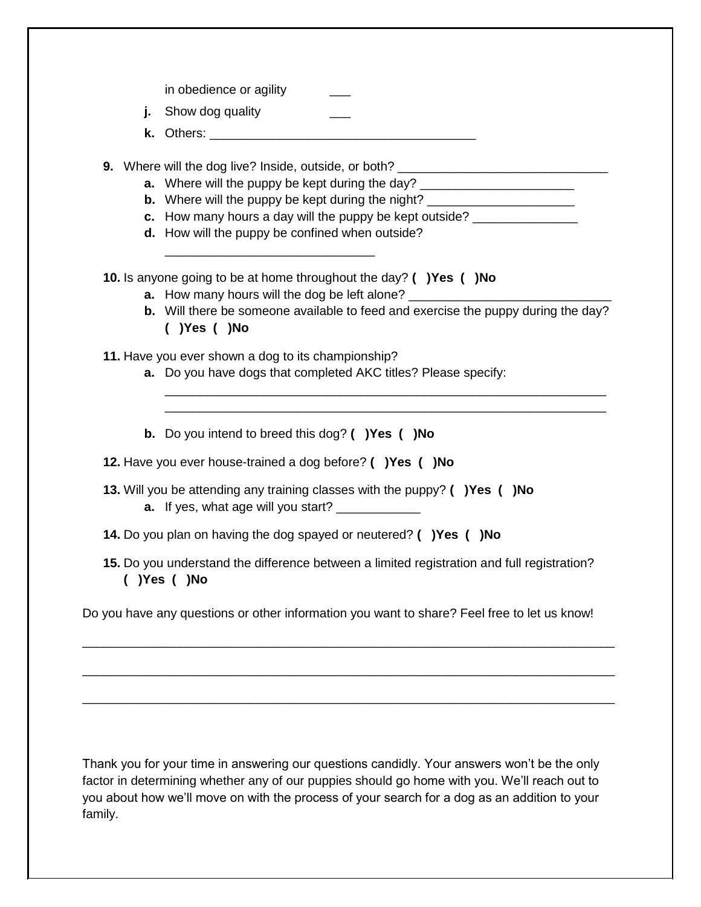in obedience or agility ___

j. Show dog quality ___

k. Others: ______________________________________

**9.** Where will the dog live? Inside, outside, or both? ______________________________

- **a.** Where will the puppy be kept during the day? ______________________
- **b.** Where will the puppy be kept during the night? _____________________
- **c.** How many hours a day will the puppy be kept outside? _______________
- **d.** How will the puppy be confined when outside? ______________________________

**10.** Is anyone going to be at home throughout the day? **( )Yes ( )No**

- **a.** How many hours will the dog be left alone? _____________________________
- **b.** Will there be someone available to feed and exercise the puppy during the day? **( )Yes ( )No**

**11.** Have you ever shown a dog to its championship?

- **a.** Do you have dogs that completed AKC titles? Please specify:
  _______________________________________________________________
  _______________________________________________________________
- **b.** Do you intend to breed this dog? **( )Yes ( )No**

**12.** Have you ever house-trained a dog before? **( )Yes ( )No**

**13.** Will you be attending any training classes with the puppy? **( )Yes ( )No**

- **a.** If yes, what age will you start? ____________

**14.** Do you plan on having the dog spayed or neutered? **( )Yes ( )No**

**15.** Do you understand the difference between a limited registration and full registration? **( )Yes ( )No**

Do you have any questions or other information you want to share? Feel free to let us know!

___________________________________________________________________________

___________________________________________________________________________

___________________________________________________________________________

Thank you for your time in answering our questions candidly. Your answers won't be the only factor in determining whether any of our puppies should go home with you. We'll reach out to you about how we'll move on with the process of your search for a dog as an addition to your family.